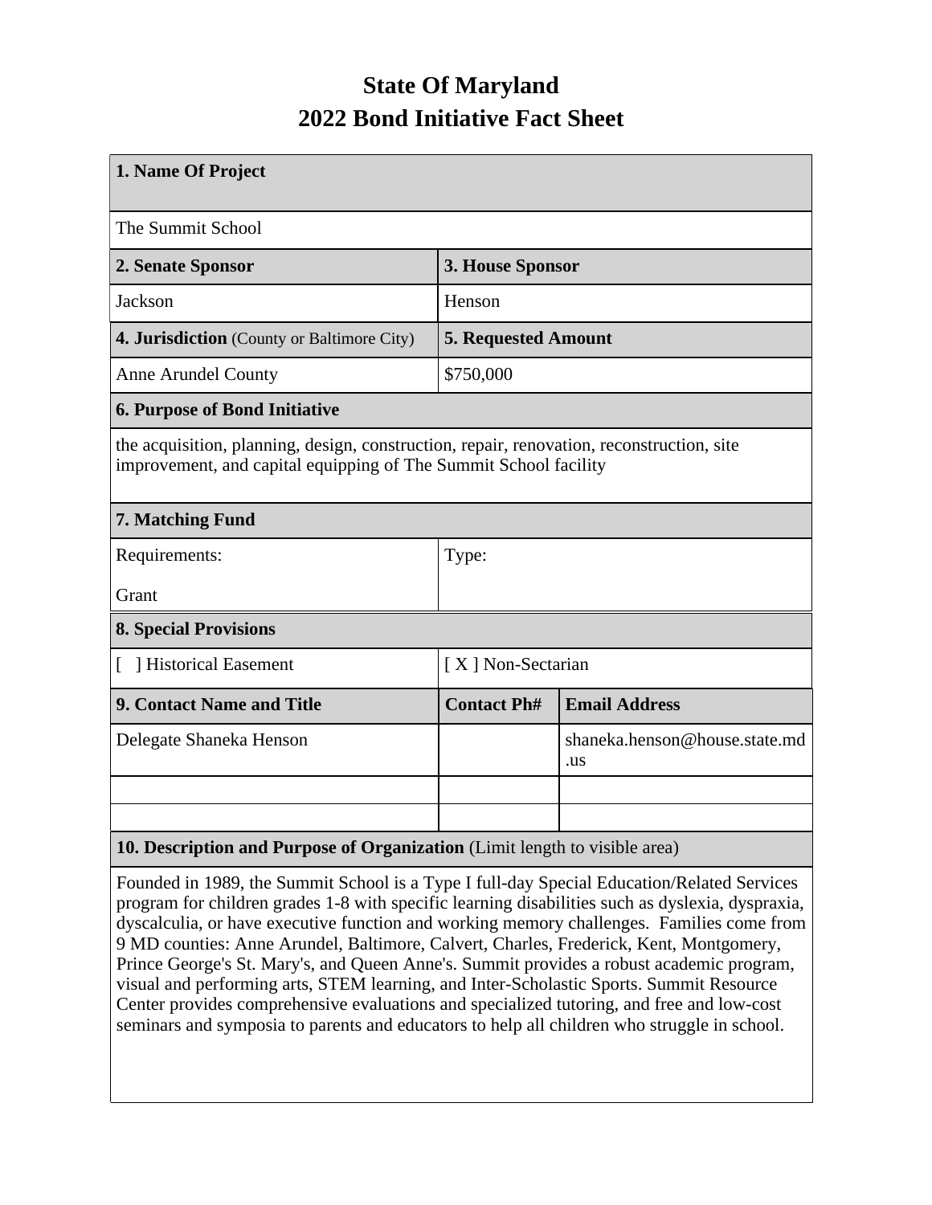# State Of Maryland
## 2022 Bond Initiative Fact Sheet

| 1. Name Of Project | | |
|---|---|---|
| The Summit School | | |
| **2. Senate Sponsor** | **3. House Sponsor** | |
| Jackson | Henson | |
| **4. Jurisdiction** (County or Baltimore City) | **5. Requested Amount** | |
| Anne Arundel County | $750,000 | |
| **6. Purpose of Bond Initiative** | | |
| the acquisition, planning, design, construction, repair, renovation, reconstruction, site improvement, and capital equipping of The Summit School facility | | |
| **7. Matching Fund** | | |
| Requirements:<br><br>Grant | Type: | |
| **8. Special Provisions** | | |
| [ ] Historical Easement | [ X ] Non-Sectarian | |
| **9. Contact Name and Title** | **Contact Ph#** | **Email Address** |
| Delegate Shaneka Henson | | shaneka.henson@house.state.md.us |
| | | |
| | | |
| **10. Description and Purpose of Organization** (Limit length to visible area) | | |
| Founded in 1989, the Summit School is a Type I full-day Special Education/Related Services program for children grades 1-8 with specific learning disabilities such as dyslexia, dyspraxia, dyscalculia, or have executive function and working memory challenges. Families come from 9 MD counties: Anne Arundel, Baltimore, Calvert, Charles, Frederick, Kent, Montgomery, Prince George's St. Mary's, and Queen Anne's. Summit provides a robust academic program, visual and performing arts, STEM learning, and Inter-Scholastic Sports. Summit Resource Center provides comprehensive evaluations and specialized tutoring, and free and low-cost seminars and symposia to parents and educators to help all children who struggle in school. | | |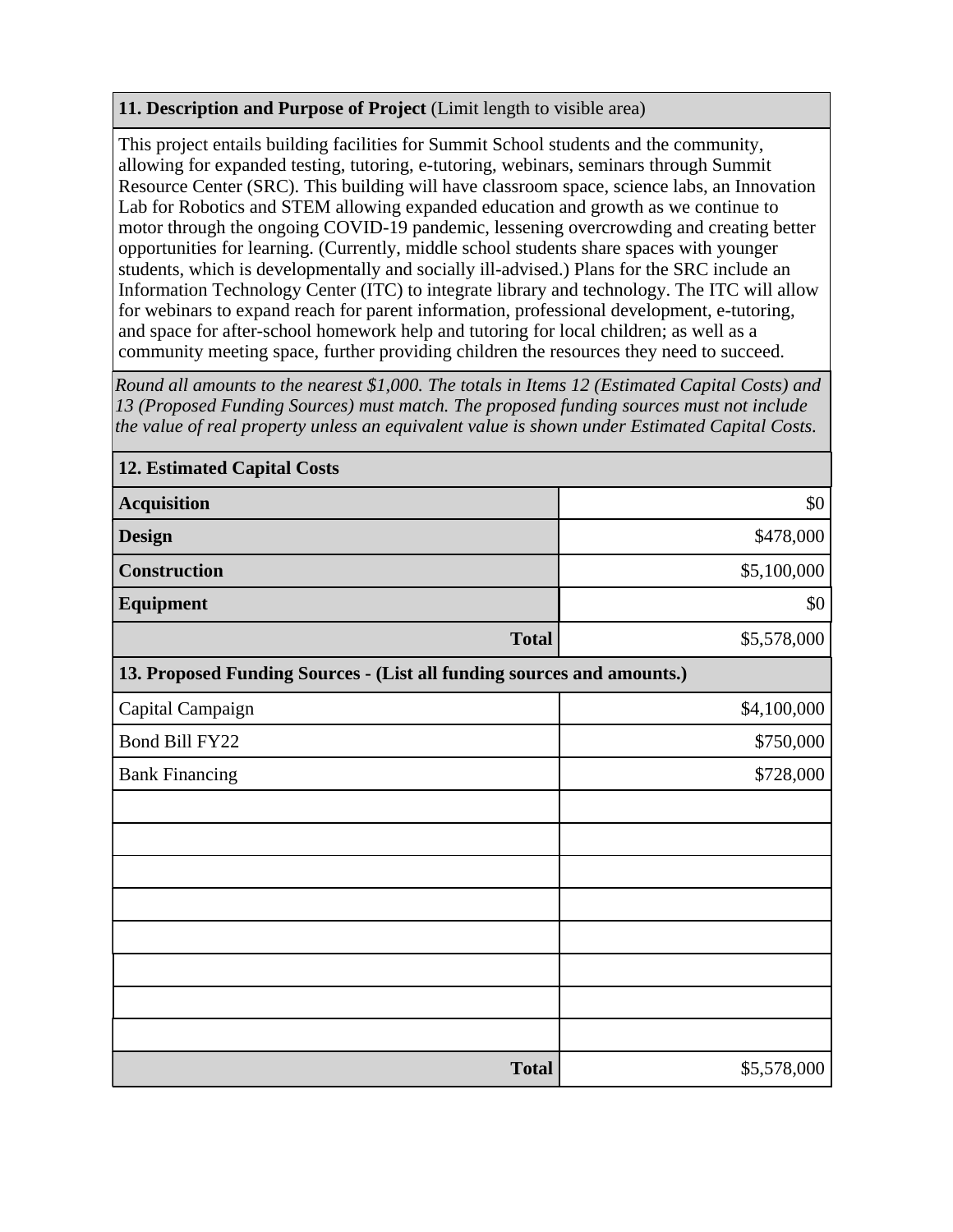**11. Description and Purpose of Project** (Limit length to visible area)

This project entails building facilities for Summit School students and the community, allowing for expanded testing, tutoring, e-tutoring, webinars, seminars through Summit Resource Center (SRC). This building will have classroom space, science labs, an Innovation Lab for Robotics and STEM allowing expanded education and growth as we continue to motor through the ongoing COVID-19 pandemic, lessening overcrowding and creating better opportunities for learning. (Currently, middle school students share spaces with younger students, which is developmentally and socially ill-advised.) Plans for the SRC include an Information Technology Center (ITC) to integrate library and technology. The ITC will allow for webinars to expand reach for parent information, professional development, e-tutoring, and space for after-school homework help and tutoring for local children; as well as a community meeting space, further providing children the resources they need to succeed.

*Round all amounts to the nearest $1,000. The totals in Items 12 (Estimated Capital Costs) and 13 (Proposed Funding Sources) must match. The proposed funding sources must not include the value of real property unless an equivalent value is shown under Estimated Capital Costs.*

| **12. Estimated Capital Costs** | |
|---|---|
| **Acquisition** | $0 |
| **Design** | $478,000 |
| **Construction** | $5,100,000 |
| **Equipment** | $0 |
| **Total** | $5,578,000 |

| **13. Proposed Funding Sources - (List all funding sources and amounts.)** | |
|---|---|
| Capital Campaign | $4,100,000 |
| Bond Bill FY22 | $750,000 |
| Bank Financing | $728,000 |
| | |
| | |
| | |
| | |
| | |
| | |
| | |
| | |
| **Total** | $5,578,000 |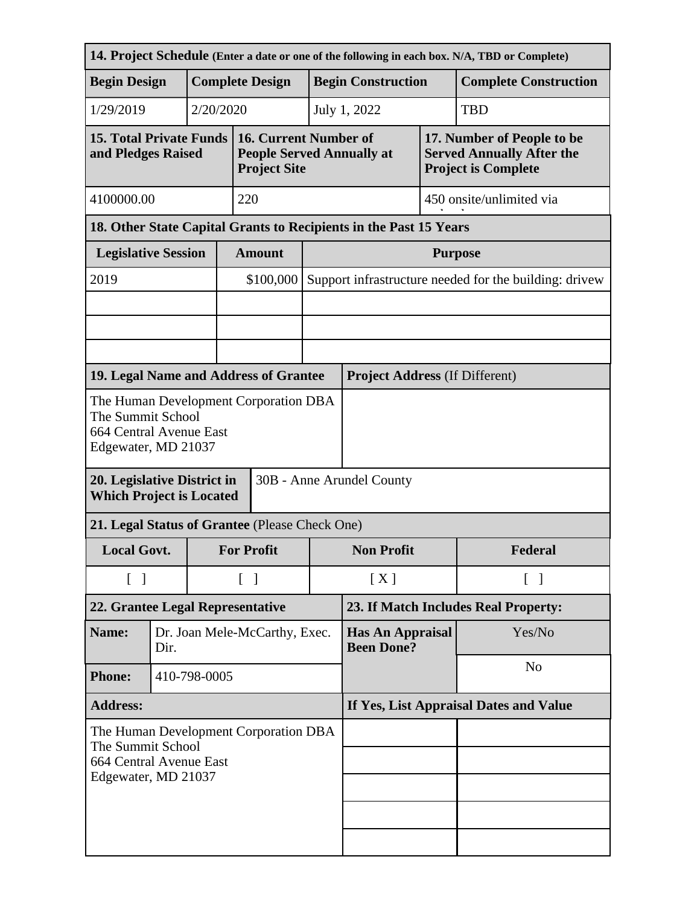### 14. Project Schedule (Enter a date or one of the following in each box. N/A, TBD or Complete)

| Begin Design | Complete Design | Begin Construction | Complete Construction |
|---|---|---|---|
| 1/29/2019 | 2/20/2020 | July 1, 2022 | TBD |

| 15. Total Private Funds and Pledges Raised | 16. Current Number of People Served Annually at Project Site | 17. Number of People to be Served Annually After the Project is Complete |
|---|---|---|
| 4100000.00 | 220 | 450 onsite/unlimited via |

### 18. Other State Capital Grants to Recipients in the Past 15 Years

| Legislative Session | Amount | Purpose |
|---|---|---|
| 2019 | $100,000 | Support infrastructure needed for the building: drivew |
| | | |
| | | |
| | | |

| 19. Legal Name and Address of Grantee | Project Address (If Different) |
|---|---|
| The Human Development Corporation DBA The Summit School<br>664 Central Avenue East<br>Edgewater, MD 21037 | |

| 20. Legislative District in Which Project is Located | 30B - Anne Arundel County |
|---|---|

### 21. Legal Status of Grantee (Please Check One)

| Local Govt. | For Profit | Non Profit | Federal |
|---|---|---|---|
| [ ] | [ ] | [X] | [ ] |

| 22. Grantee Legal Representative | | 23. If Match Includes Real Property: | |
|---|---|---|---|
| **Name:** | Dr. Joan Mele-McCarthy, Exec. Dir. | **Has An Appraisal Been Done?** | Yes/No |
| **Phone:** | 410-798-0005 | | No |
| **Address:** | | **If Yes, List Appraisal Dates and Value** | |
| The Human Development Corporation DBA The Summit School<br>664 Central Avenue East<br>Edgewater, MD 21037 | | | |
| | | | |
| | | | |
| | | | |
| | | | |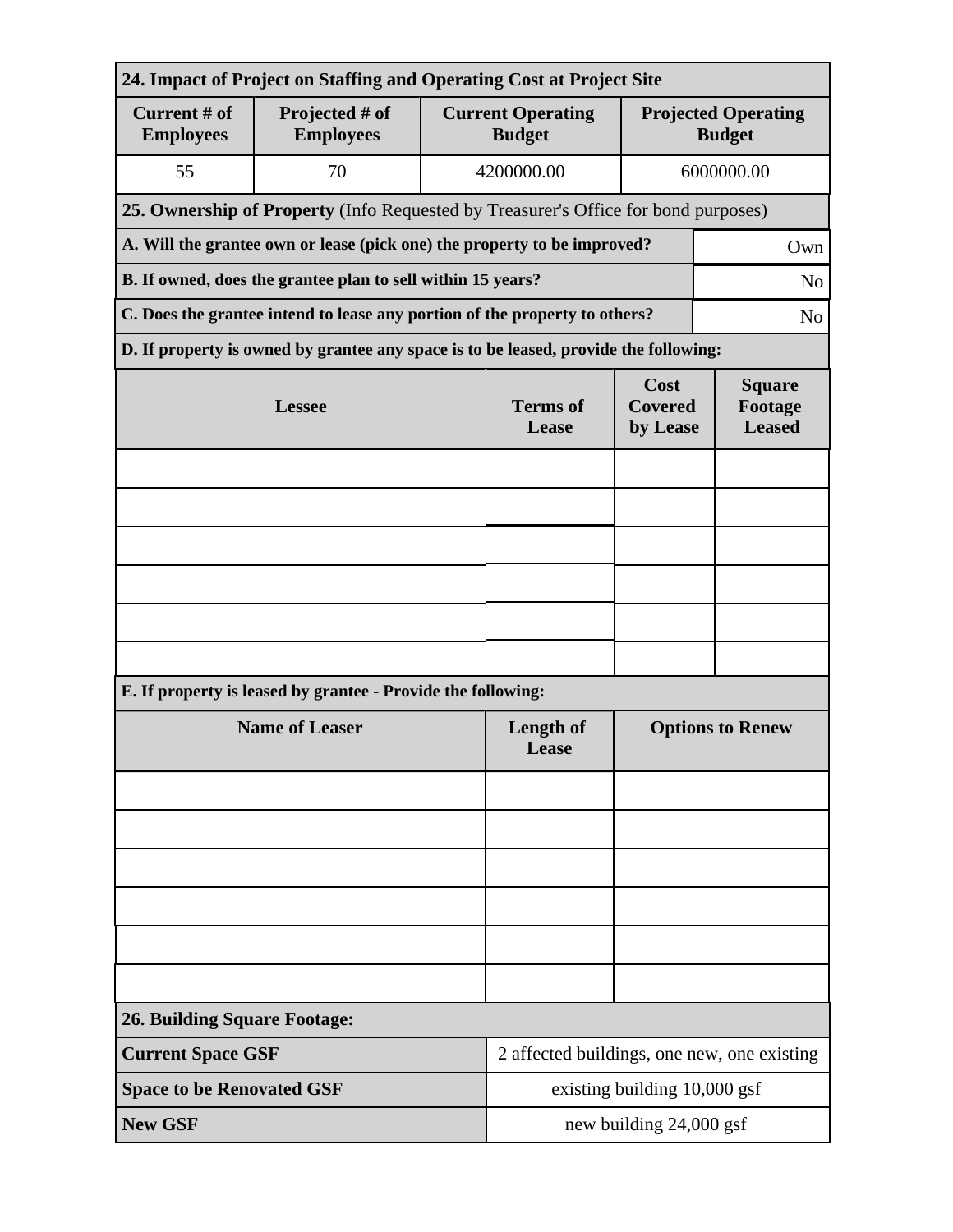### 24. Impact of Project on Staffing and Operating Cost at Project Site

| Current # of Employees | Projected # of Employees | Current Operating Budget | Projected Operating Budget |
|---|---|---|---|
| 55 | 70 | 4200000.00 | 6000000.00 |

### 25. Ownership of Property (Info Requested by Treasurer's Office for bond purposes)

| Question | Answer |
|---|---|
| **A. Will the grantee own or lease (pick one) the property to be improved?** | Own |
| **B. If owned, does the grantee plan to sell within 15 years?** | No |
| **C. Does the grantee intend to lease any portion of the property to others?** | No |

**D. If property is owned by grantee any space is to be leased, provide the following:**

| Lessee | Terms of Lease | Cost Covered by Lease | Square Footage Leased |
|---|---|---|---|
| | | | |
| | | | |
| | | | |
| | | | |
| | | | |
| | | | |

**E. If property is leased by grantee - Provide the following:**

| Name of Leaser | Length of Lease | Options to Renew |
|---|---|---|
| | | |
| | | |
| | | |
| | | |
| | | |
| | | |

### 26. Building Square Footage:

| | |
|---|---|
| **Current Space GSF** | 2 affected buildings, one new, one existing |
| **Space to be Renovated GSF** | existing building 10,000 gsf |
| **New GSF** | new building 24,000 gsf |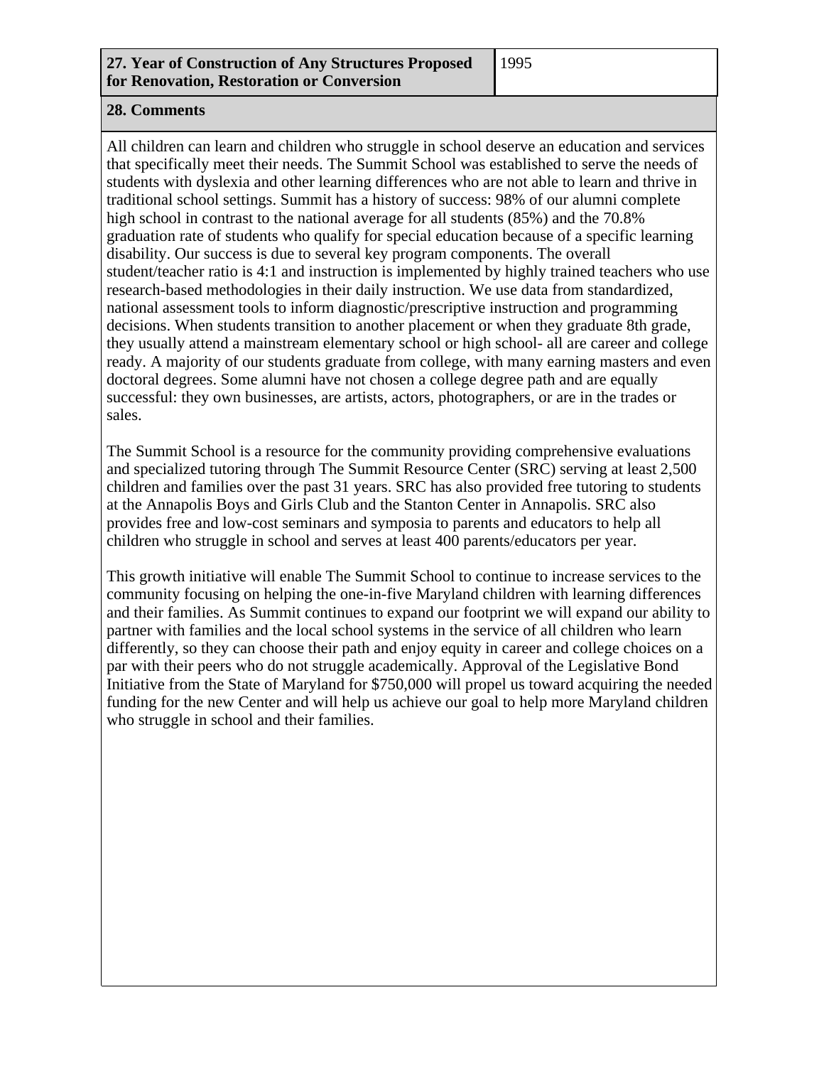| | |
|---|---|
| **27. Year of Construction of Any Structures Proposed for Renovation, Restoration or Conversion** | 1995 |

**28. Comments**

All children can learn and children who struggle in school deserve an education and services that specifically meet their needs. The Summit School was established to serve the needs of students with dyslexia and other learning differences who are not able to learn and thrive in traditional school settings. Summit has a history of success: 98% of our alumni complete high school in contrast to the national average for all students (85%) and the 70.8% graduation rate of students who qualify for special education because of a specific learning disability. Our success is due to several key program components. The overall student/teacher ratio is 4:1 and instruction is implemented by highly trained teachers who use research-based methodologies in their daily instruction. We use data from standardized, national assessment tools to inform diagnostic/prescriptive instruction and programming decisions. When students transition to another placement or when they graduate 8th grade, they usually attend a mainstream elementary school or high school- all are career and college ready. A majority of our students graduate from college, with many earning masters and even doctoral degrees. Some alumni have not chosen a college degree path and are equally successful: they own businesses, are artists, actors, photographers, or are in the trades or sales.

The Summit School is a resource for the community providing comprehensive evaluations and specialized tutoring through The Summit Resource Center (SRC) serving at least 2,500 children and families over the past 31 years. SRC has also provided free tutoring to students at the Annapolis Boys and Girls Club and the Stanton Center in Annapolis. SRC also provides free and low-cost seminars and symposia to parents and educators to help all children who struggle in school and serves at least 400 parents/educators per year.

This growth initiative will enable The Summit School to continue to increase services to the community focusing on helping the one-in-five Maryland children with learning differences and their families. As Summit continues to expand our footprint we will expand our ability to partner with families and the local school systems in the service of all children who learn differently, so they can choose their path and enjoy equity in career and college choices on a par with their peers who do not struggle academically. Approval of the Legislative Bond Initiative from the State of Maryland for $750,000 will propel us toward acquiring the needed funding for the new Center and will help us achieve our goal to help more Maryland children who struggle in school and their families.